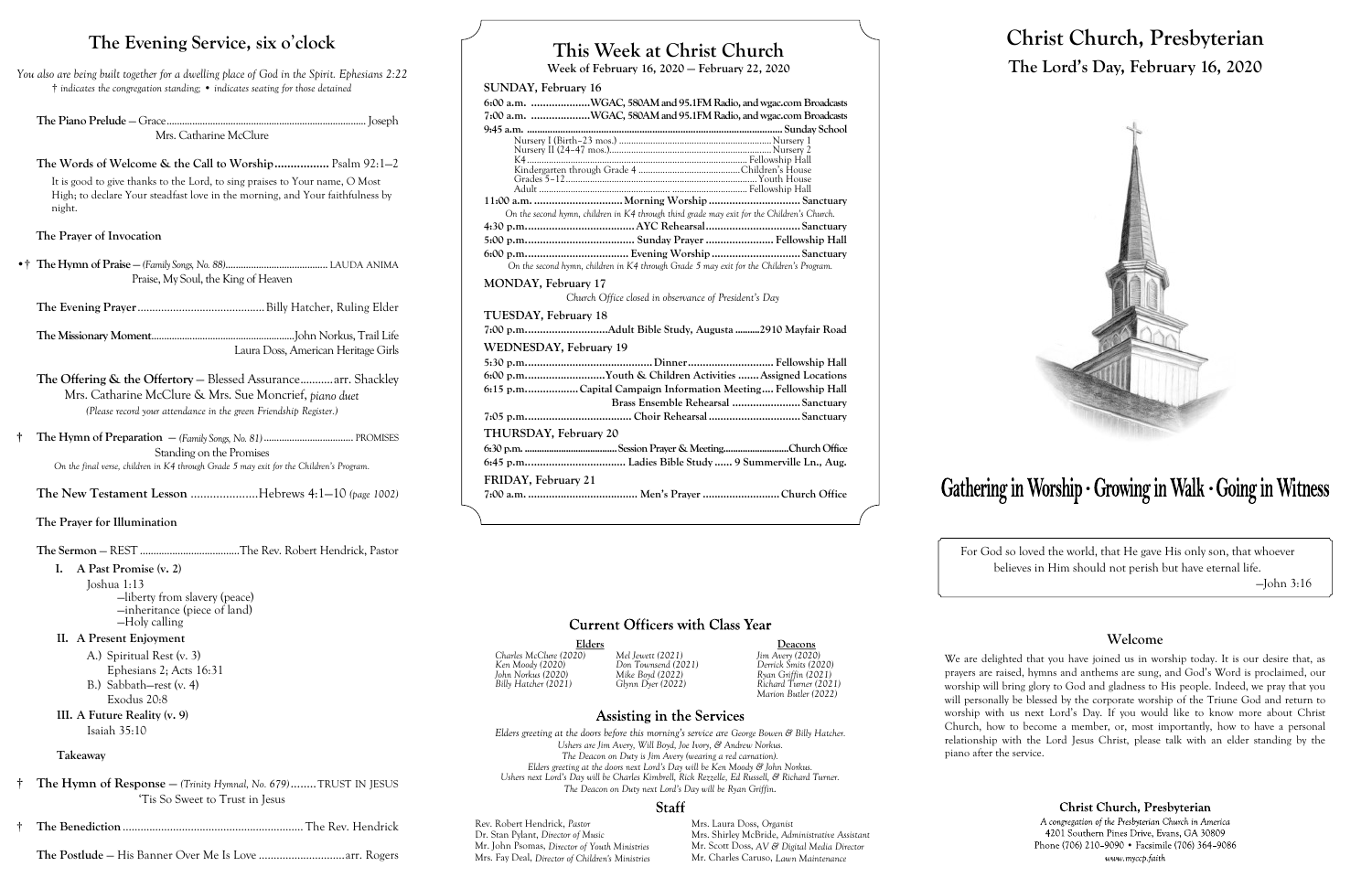# The Evening Service, six o'clock

*You also are being built together for a dwelling place of God in the Spirit. Ephesians 2:22*
*† indicates the congregation standing; • indicates seating for those detained*

**The Piano Prelude** — Grace .......... Joseph
Mrs. Catharine McClure

**The Words of Welcome & the Call to Worship** .......... Psalm 92:1–2

It is good to give thanks to the Lord, to sing praises to Your name, O Most High; to declare Your steadfast love in the morning, and Your faithfulness by night.

**The Prayer of Invocation**

•† **The Hymn of Praise** — *(Family Songs, No. 88)* .......... LAUDA ANIMA
Praise, My Soul, the King of Heaven

**The Evening Prayer** .......... Billy Hatcher, Ruling Elder

**The Missionary Moment** .......... John Norkus, Trail Life
Laura Doss, American Heritage Girls

**The Offering & the Offertory** — Blessed Assurance .......... arr. Shackley
Mrs. Catharine McClure & Mrs. Sue Moncrief, *piano duet*
*(Please record your attendance in the green Friendship Register.)*

† **The Hymn of Preparation** — *(Family Songs, No. 81)* .......... PROMISES
Standing on the Promises
*On the final verse, children in K4 through Grade 5 may exit for the Children's Program.*

**The New Testament Lesson** .......... Hebrews 4:1–10 *(page 1002)*

**The Prayer for Illumination**

**The Sermon** — REST .......... The Rev. Robert Hendrick, Pastor

I. **A Past Promise (v. 2)**
Joshua 1:13
—liberty from slavery (peace)
—inheritance (piece of land)
—Holy calling

II. **A Present Enjoyment**
A.) Spiritual Rest (v. 3)
Ephesians 2; Acts 16:31
B.) Sabbath—rest (v. 4)
Exodus 20:8

III. **A Future Reality (v. 9)**
Isaiah 35:10

**Takeaway**

† **The Hymn of Response** — *(Trinity Hymnal, No. 679)* .......... TRUST IN JESUS
'Tis So Sweet to Trust in Jesus

† **The Benediction** .......... The Rev. Hendrick

**The Postlude** — His Banner Over Me Is Love .......... arr. Rogers

# This Week at Christ Church

**Week of February 16, 2020 — February 22, 2020**

**SUNDAY, February 16**

6:00 a.m. .......... WGAC, 580AM and 95.1FM Radio, and wgac.com Broadcasts
7:00 a.m. .......... WGAC, 580AM and 95.1FM Radio, and wgac.com Broadcasts
9:45 a.m. .......... Sunday School
- Nursery I (Birth–23 mos.) .......... Nursery 1
- Nursery II (24–47 mos.) .......... Nursery 2
- K4 .......... Fellowship Hall
- Kindergarten through Grade 4 .......... Children's House
- Grades 5–12 .......... Youth House
- Adult .......... Fellowship Hall

11:00 a.m. .......... Morning Worship .......... Sanctuary
*On the second hymn, children in K4 through third grade may exit for the Children's Church.*
4:30 p.m. .......... AYC Rehearsal .......... Sanctuary
5:00 p.m. .......... Sunday Prayer .......... Fellowship Hall
6:00 p.m. .......... Evening Worship .......... Sanctuary
*On the second hymn, children in K4 through Grade 5 may exit for the Children's Program.*

**MONDAY, February 17**
*Church Office closed in observance of President's Day*

**TUESDAY, February 18**
7:00 p.m. .......... Adult Bible Study, Augusta .......... 2910 Mayfair Road

**WEDNESDAY, February 19**
5:30 p.m. .......... Dinner .......... Fellowship Hall
6:00 p.m. .......... Youth & Children Activities .......... Assigned Locations
6:15 p.m. .......... Capital Campaign Information Meeting .......... Fellowship Hall
Brass Ensemble Rehearsal .......... Sanctuary
7:05 p.m. .......... Choir Rehearsal .......... Sanctuary

**THURSDAY, February 20**
6:30 p.m. .......... Session Prayer & Meeting .......... Church Office
6:45 p.m. .......... Ladies Bible Study .......... 9 Summerville Ln., Aug.

**FRIDAY, February 21**
7:00 a.m. .......... Men's Prayer .......... Church Office

## Current Officers with Class Year

| Elders | | Deacons |
|---|---|---|
| Charles McClure (2020) | Mel Jewett (2021) | Jim Avery (2020) |
| Ken Moody (2020) | Don Townsend (2021) | Derrick Smits (2020) |
| John Norkus (2020) | Mike Boyd (2022) | Ryan Griffin (2021) |
| Billy Hatcher (2021) | Glynn Dyer (2022) | Richard Turner (2021) |
| | | Marion Butler (2022) |

## Assisting in the Services

*Elders greeting at the doors before this morning's service are George Bowen & Billy Hatcher.*
*Ushers are Jim Avery, Will Boyd, Joe Ivory, & Andrew Norkus.*
*The Deacon on Duty is Jim Avery (wearing a red carnation).*
*Elders greeting at the doors next Lord's Day will be Ken Moody & John Norkus.*
*Ushers next Lord's Day will be Charles Kimbrell, Rick Rezzelle, Ed Russell, & Richard Turner.*
*The Deacon on Duty next Lord's Day will be Ryan Griffin.*

## Staff

Rev. Robert Hendrick, *Pastor*
Dr. Stan Pylant, *Director of Music*
Mr. John Psomas, *Director of Youth Ministries*
Mrs. Fay Deal, *Director of Children's Ministries*
Mrs. Laura Doss, *Organist*
Mrs. Shirley McBride, *Administrative Assistant*
Mr. Scott Doss, *AV & Digital Media Director*
Mr. Charles Caruso, *Lawn Maintenance*

# Christ Church, Presbyterian

## The Lord's Day, February 16, 2020

**Gathering in Worship · Growing in Walk · Going in Witness**

For God so loved the world, that He gave His only son, that whoever believes in Him should not perish but have eternal life.
—John 3:16

## Welcome

We are delighted that you have joined us in worship today. It is our desire that, as prayers are raised, hymns and anthems are sung, and God's Word is proclaimed, our worship will bring glory to God and gladness to His people. Indeed, we pray that you will personally be blessed by the corporate worship of the Triune God and return to worship with us next Lord's Day. If you would like to know more about Christ Church, how to become a member, or, most importantly, how to have a personal relationship with the Lord Jesus Christ, please talk with an elder standing by the piano after the service.

**Christ Church, Presbyterian**
*A congregation of the Presbyterian Church in America*
4201 Southern Pines Drive, Evans, GA 30809
Phone (706) 210-9090 • Facsimile (706) 364-9086
*www.myccp.faith*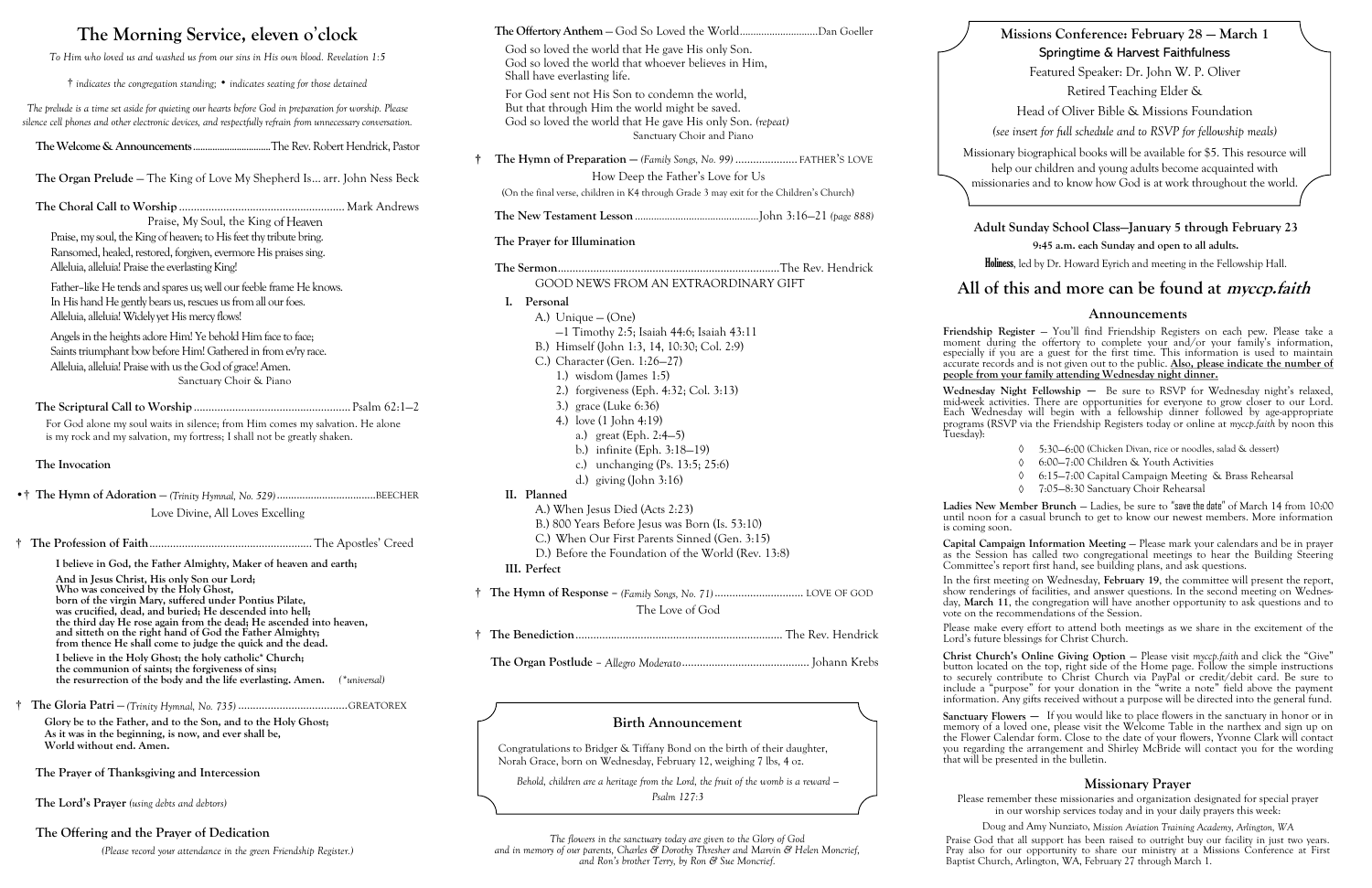# The Morning Service, eleven o'clock

*To Him who loved us and washed us from our sins in His own blood. Revelation 1:5*

*† indicates the congregation standing; • indicates seating for those detained*

*The prelude is a time set aside for quieting our hearts before God in preparation for worship. Please silence cell phones and other electronic devices, and respectfully refrain from unnecessary conversation.*

**The Welcome & Announcements** ................................ The Rev. Robert Hendrick, Pastor

**The Organ Prelude** — The King of Love My Shepherd Is... arr. John Ness Beck

**The Choral Call to Worship** ........................................................ Mark Andrews

Praise, My Soul, the King of Heaven

Praise, my soul, the King of heaven; to His feet thy tribute bring.
Ransomed, healed, restored, forgiven, evermore His praises sing.
Alleluia, alleluia! Praise the everlasting King!

Father–like He tends and spares us; well our feeble frame He knows.
In His hand He gently bears us, rescues us from all our foes.
Alleluia, alleluia! Widely yet His mercy flows!

Angels in the heights adore Him! Ye behold Him face to face;
Saints triumphant bow before Him! Gathered in from ev'ry race.
Alleluia, alleluia! Praise with us the God of grace! Amen.

Sanctuary Choir & Piano

**The Scriptural Call to Worship** ..................................................... Psalm 62:1—2

For God alone my soul waits in silence; from Him comes my salvation. He alone is my rock and my salvation, my fortress; I shall not be greatly shaken.

**The Invocation**

•† **The Hymn of Adoration** — *(Trinity Hymnal, No. 529)* .................................. BEECHER

Love Divine, All Loves Excelling

† **The Profession of Faith** ...................................................... The Apostles' Creed

**I believe in God, the Father Almighty, Maker of heaven and earth;**

**And in Jesus Christ, His only Son our Lord;**
**Who was conceived by the Holy Ghost,**
**born of the virgin Mary, suffered under Pontius Pilate,**
**was crucified, dead, and buried; He descended into hell;**
**the third day He rose again from the dead; He ascended into heaven,**
**and sitteth on the right hand of God the Father Almighty;**
**from thence He shall come to judge the quick and the dead.**

**I believe in the Holy Ghost; the holy catholic\* Church;**
**the communion of saints; the forgiveness of sins;**
**the resurrection of the body and the life everlasting. Amen.** *(\*universal)*

† **The Gloria Patri** — *(Trinity Hymnal, No. 735)* ..................................... GREATOREX

**Glory be to the Father, and to the Son, and to the Holy Ghost;**
**As it was in the beginning, is now, and ever shall be,**
**World without end. Amen.**

**The Prayer of Thanksgiving and Intercession**

**The Lord's Prayer** *(using debts and debtors)*

**The Offering and the Prayer of Dedication**

*(Please record your attendance in the green Friendship Register.)*

**The Offertory Anthem** — God So Loved the World ............................ Dan Goeller

God so loved the world that He gave His only Son.
God so loved the world that whoever believes in Him,
Shall have everlasting life.

For God sent not His Son to condemn the world,
But that through Him the world might be saved.
God so loved the world that He gave His only Son. *(repeat)*

Sanctuary Choir and Piano

† **The Hymn of Preparation** — *(Family Songs, No. 99)* ..................... FATHER'S LOVE

How Deep the Father's Love for Us

(On the final verse, children in K4 through Grade 3 may exit for the Children's Church)

**The New Testament Lesson** ............................................... John 3:16—21 *(page 888)*

**The Prayer for Illumination**

**The Sermon** ........................................................................ The Rev. Hendrick

GOOD NEWS FROM AN EXTRAORDINARY GIFT

- I. **Personal**
  - A.) Unique — (One)
    —1 Timothy 2:5; Isaiah 44:6; Isaiah 43:11
  - B.) Himself (John 1:3, 14, 10:30; Col. 2:9)
  - C.) Character (Gen. 1:26—27)
    - 1.) wisdom (James 1:5)
    - 2.) forgiveness (Eph. 4:32; Col. 3:13)
    - 3.) grace (Luke 6:36)
    - 4.) love (1 John 4:19)
      - a.) great (Eph. 2:4—5)
      - b.) infinite (Eph. 3:18—19)
      - c.) unchanging (Ps. 13:5; 25:6)
      - d.) giving (John 3:16)
- II. **Planned**
  - A.) When Jesus Died (Acts 2:23)
  - B.) 800 Years Before Jesus was Born (Is. 53:10)
  - C.) When Our First Parents Sinned (Gen. 3:15)
  - D.) Before the Foundation of the World (Rev. 13:8)
- III. **Perfect**

† **The Hymn of Response** – *(Family Songs, No. 71)* .............................. LOVE OF GOD

The Love of God

† **The Benediction** ..................................................................... The Rev. Hendrick

**The Organ Postlude** – *Allegro Moderato* ........................................... Johann Krebs

## Birth Announcement

Congratulations to Bridger & Tiffany Bond on the birth of their daughter, Norah Grace, born on Wednesday, February 12, weighing 7 lbs, 4 oz.

*Behold, children are a heritage from the Lord, the fruit of the womb is a reward – Psalm 127:3*

*The flowers in the sanctuary today are given to the Glory of God and in memory of our parents, Charles & Dorothy Thresher and Marvin & Helen Moncrief, and Ron's brother Terry, by Ron & Sue Moncrief.*

## Missions Conference: February 28 — March 1

Springtime & Harvest Faithfulness

Featured Speaker: Dr. John W. P. Oliver

Retired Teaching Elder &

Head of Oliver Bible & Missions Foundation

*(see insert for full schedule and to RSVP for fellowship meals)*

Missionary biographical books will be available for $5. This resource will help our children and young adults become acquainted with missionaries and to know how God is at work throughout the world.

**Adult Sunday School Class—January 5 through February 23**

**9:45 a.m. each Sunday and open to all adults.**

**Holiness**, led by Dr. Howard Eyrich and meeting in the Fellowship Hall.

## All of this and more can be found at *myccp.faith*

### Announcements

**Friendship Register** — You'll find Friendship Registers on each pew. Please take a moment during the offertory to complete your and/or your family's information, especially if you are a guest for the first time. This information is used to maintain accurate records and is not given out to the public. **Also, please indicate the number of people from your family attending Wednesday night dinner.**

**Wednesday Night Fellowship** — Be sure to RSVP for Wednesday night's relaxed, mid-week activities. There are opportunities for everyone to grow closer to our Lord. Each Wednesday will begin with a fellowship dinner followed by age-appropriate programs (RSVP via the Friendship Registers today or online at *myccp.faith* by noon this Tuesday):

- 5:30—6:00 (Chicken Divan, rice or noodles, salad & dessert)
- 6:00—7:00 Children & Youth Activities
- 6:15—7:00 Capital Campaign Meeting & Brass Rehearsal
- 7:05—8:30 Sanctuary Choir Rehearsal

**Ladies New Member Brunch** — Ladies, be sure to "save the date" of March 14 from 10:00 until noon for a casual brunch to get to know our newest members. More information is coming soon.

**Capital Campaign Information Meeting** — Please mark your calendars and be in prayer as the Session has called two congregational meetings to hear the Building Steering Committee's report first hand, see building plans, and ask questions.

In the first meeting on Wednesday, **February 19**, the committee will present the report, show renderings of facilities, and answer questions. In the second meeting on Wednesday, **March 11**, the congregation will have another opportunity to ask questions and to vote on the recommendations of the Session.

Please make every effort to attend both meetings as we share in the excitement of the Lord's future blessings for Christ Church.

**Christ Church's Online Giving Option** — Please visit *myccp.faith* and click the "Give" button located on the top, right side of the Home page. Follow the simple instructions to securely contribute to Christ Church via PayPal or credit/debit card. Be sure to include a "purpose" for your donation in the "write a note" field above the payment information. Any gifts received without a purpose will be directed into the general fund.

**Sanctuary Flowers** — If you would like to place flowers in the sanctuary in honor or in memory of a loved one, please visit the Welcome Table in the narthex and sign up on the Flower Calendar form. Close to the date of your flowers, Yvonne Clark will contact you regarding the arrangement and Shirley McBride will contact you for the wording that will be presented in the bulletin.

### Missionary Prayer

Please remember these missionaries and organization designated for special prayer in our worship services today and in your daily prayers this week:

Doug and Amy Nunziato, *Mission Aviation Training Academy, Arlington, WA*

Praise God that all support has been raised to outright buy our facility in just two years. Pray also for our opportunity to share our ministry at a Missions Conference at First Baptist Church, Arlington, WA, February 27 through March 1.